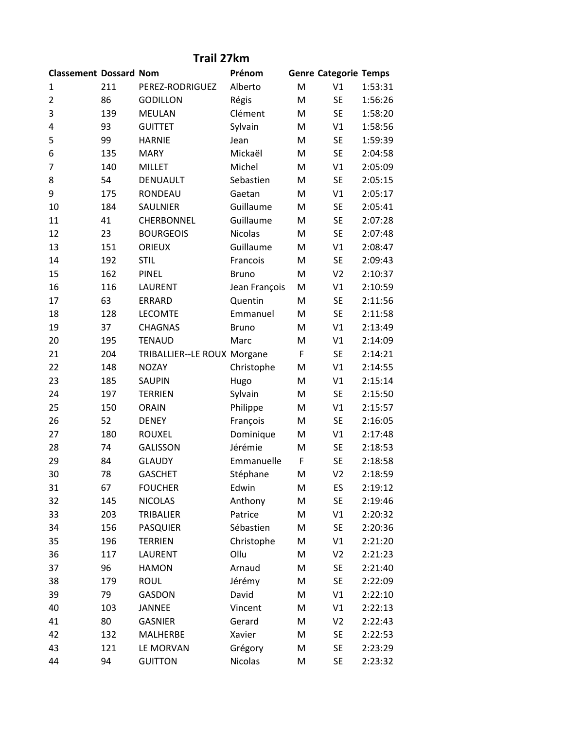# Trail 27km

| Classement | Dossard | Nom | Prénom | Genre | Categorie | Temps |
|---|---|---|---|---|---|---|
| 1 | 211 | PEREZ-RODRIGUEZ | Alberto | M | V1 | 1:53:31 |
| 2 | 86 | GODILLON | Régis | M | SE | 1:56:26 |
| 3 | 139 | MEULAN | Clément | M | SE | 1:58:20 |
| 4 | 93 | GUITTET | Sylvain | M | V1 | 1:58:56 |
| 5 | 99 | HARNIE | Jean | M | SE | 1:59:39 |
| 6 | 135 | MARY | Mickaël | M | SE | 2:04:58 |
| 7 | 140 | MILLET | Michel | M | V1 | 2:05:09 |
| 8 | 54 | DENUAULT | Sebastien | M | SE | 2:05:15 |
| 9 | 175 | RONDEAU | Gaetan | M | V1 | 2:05:17 |
| 10 | 184 | SAULNIER | Guillaume | M | SE | 2:05:41 |
| 11 | 41 | CHERBONNEL | Guillaume | M | SE | 2:07:28 |
| 12 | 23 | BOURGEOIS | Nicolas | M | SE | 2:07:48 |
| 13 | 151 | ORIEUX | Guillaume | M | V1 | 2:08:47 |
| 14 | 192 | STIL | Francois | M | SE | 2:09:43 |
| 15 | 162 | PINEL | Bruno | M | V2 | 2:10:37 |
| 16 | 116 | LAURENT | Jean François | M | V1 | 2:10:59 |
| 17 | 63 | ERRARD | Quentin | M | SE | 2:11:56 |
| 18 | 128 | LECOMTE | Emmanuel | M | SE | 2:11:58 |
| 19 | 37 | CHAGNAS | Bruno | M | V1 | 2:13:49 |
| 20 | 195 | TENAUD | Marc | M | V1 | 2:14:09 |
| 21 | 204 | TRIBALLIER--LE ROUX | Morgane | F | SE | 2:14:21 |
| 22 | 148 | NOZAY | Christophe | M | V1 | 2:14:55 |
| 23 | 185 | SAUPIN | Hugo | M | V1 | 2:15:14 |
| 24 | 197 | TERRIEN | Sylvain | M | SE | 2:15:50 |
| 25 | 150 | ORAIN | Philippe | M | V1 | 2:15:57 |
| 26 | 52 | DENEY | François | M | SE | 2:16:05 |
| 27 | 180 | ROUXEL | Dominique | M | V1 | 2:17:48 |
| 28 | 74 | GALISSON | Jérémie | M | SE | 2:18:53 |
| 29 | 84 | GLAUDY | Emmanuelle | F | SE | 2:18:58 |
| 30 | 78 | GASCHET | Stéphane | M | V2 | 2:18:59 |
| 31 | 67 | FOUCHER | Edwin | M | ES | 2:19:12 |
| 32 | 145 | NICOLAS | Anthony | M | SE | 2:19:46 |
| 33 | 203 | TRIBALIER | Patrice | M | V1 | 2:20:32 |
| 34 | 156 | PASQUIER | Sébastien | M | SE | 2:20:36 |
| 35 | 196 | TERRIEN | Christophe | M | V1 | 2:21:20 |
| 36 | 117 | LAURENT | Ollu | M | V2 | 2:21:23 |
| 37 | 96 | HAMON | Arnaud | M | SE | 2:21:40 |
| 38 | 179 | ROUL | Jérémy | M | SE | 2:22:09 |
| 39 | 79 | GASDON | David | M | V1 | 2:22:10 |
| 40 | 103 | JANNEE | Vincent | M | V1 | 2:22:13 |
| 41 | 80 | GASNIER | Gerard | M | V2 | 2:22:43 |
| 42 | 132 | MALHERBE | Xavier | M | SE | 2:22:53 |
| 43 | 121 | LE MORVAN | Grégory | M | SE | 2:23:29 |
| 44 | 94 | GUITTON | Nicolas | M | SE | 2:23:32 |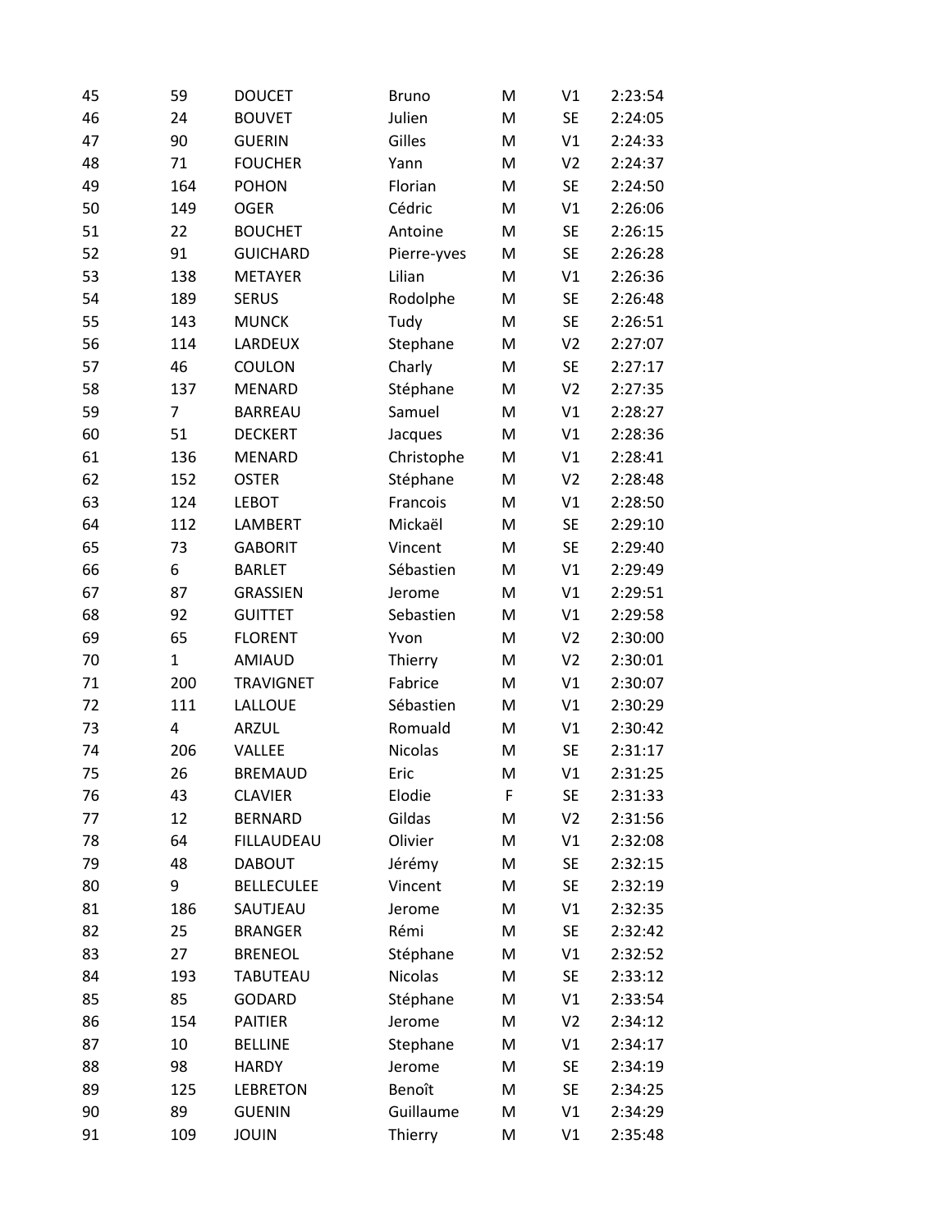| | | | | | | |
|---|---|---|---|---|---|---|
| 45 | 59 | DOUCET | Bruno | M | V1 | 2:23:54 |
| 46 | 24 | BOUVET | Julien | M | SE | 2:24:05 |
| 47 | 90 | GUERIN | Gilles | M | V1 | 2:24:33 |
| 48 | 71 | FOUCHER | Yann | M | V2 | 2:24:37 |
| 49 | 164 | POHON | Florian | M | SE | 2:24:50 |
| 50 | 149 | OGER | Cédric | M | V1 | 2:26:06 |
| 51 | 22 | BOUCHET | Antoine | M | SE | 2:26:15 |
| 52 | 91 | GUICHARD | Pierre-yves | M | SE | 2:26:28 |
| 53 | 138 | METAYER | Lilian | M | V1 | 2:26:36 |
| 54 | 189 | SERUS | Rodolphe | M | SE | 2:26:48 |
| 55 | 143 | MUNCK | Tudy | M | SE | 2:26:51 |
| 56 | 114 | LARDEUX | Stephane | M | V2 | 2:27:07 |
| 57 | 46 | COULON | Charly | M | SE | 2:27:17 |
| 58 | 137 | MENARD | Stéphane | M | V2 | 2:27:35 |
| 59 | 7 | BARREAU | Samuel | M | V1 | 2:28:27 |
| 60 | 51 | DECKERT | Jacques | M | V1 | 2:28:36 |
| 61 | 136 | MENARD | Christophe | M | V1 | 2:28:41 |
| 62 | 152 | OSTER | Stéphane | M | V2 | 2:28:48 |
| 63 | 124 | LEBOT | Francois | M | V1 | 2:28:50 |
| 64 | 112 | LAMBERT | Mickaël | M | SE | 2:29:10 |
| 65 | 73 | GABORIT | Vincent | M | SE | 2:29:40 |
| 66 | 6 | BARLET | Sébastien | M | V1 | 2:29:49 |
| 67 | 87 | GRASSIEN | Jerome | M | V1 | 2:29:51 |
| 68 | 92 | GUITTET | Sebastien | M | V1 | 2:29:58 |
| 69 | 65 | FLORENT | Yvon | M | V2 | 2:30:00 |
| 70 | 1 | AMIAUD | Thierry | M | V2 | 2:30:01 |
| 71 | 200 | TRAVIGNET | Fabrice | M | V1 | 2:30:07 |
| 72 | 111 | LALLOUE | Sébastien | M | V1 | 2:30:29 |
| 73 | 4 | ARZUL | Romuald | M | V1 | 2:30:42 |
| 74 | 206 | VALLEE | Nicolas | M | SE | 2:31:17 |
| 75 | 26 | BREMAUD | Eric | M | V1 | 2:31:25 |
| 76 | 43 | CLAVIER | Elodie | F | SE | 2:31:33 |
| 77 | 12 | BERNARD | Gildas | M | V2 | 2:31:56 |
| 78 | 64 | FILLAUDEAU | Olivier | M | V1 | 2:32:08 |
| 79 | 48 | DABOUT | Jérémy | M | SE | 2:32:15 |
| 80 | 9 | BELLECULEE | Vincent | M | SE | 2:32:19 |
| 81 | 186 | SAUTJEAU | Jerome | M | V1 | 2:32:35 |
| 82 | 25 | BRANGER | Rémi | M | SE | 2:32:42 |
| 83 | 27 | BRENEOL | Stéphane | M | V1 | 2:32:52 |
| 84 | 193 | TABUTEAU | Nicolas | M | SE | 2:33:12 |
| 85 | 85 | GODARD | Stéphane | M | V1 | 2:33:54 |
| 86 | 154 | PAITIER | Jerome | M | V2 | 2:34:12 |
| 87 | 10 | BELLINE | Stephane | M | V1 | 2:34:17 |
| 88 | 98 | HARDY | Jerome | M | SE | 2:34:19 |
| 89 | 125 | LEBRETON | Benoît | M | SE | 2:34:25 |
| 90 | 89 | GUENIN | Guillaume | M | V1 | 2:34:29 |
| 91 | 109 | JOUIN | Thierry | M | V1 | 2:35:48 |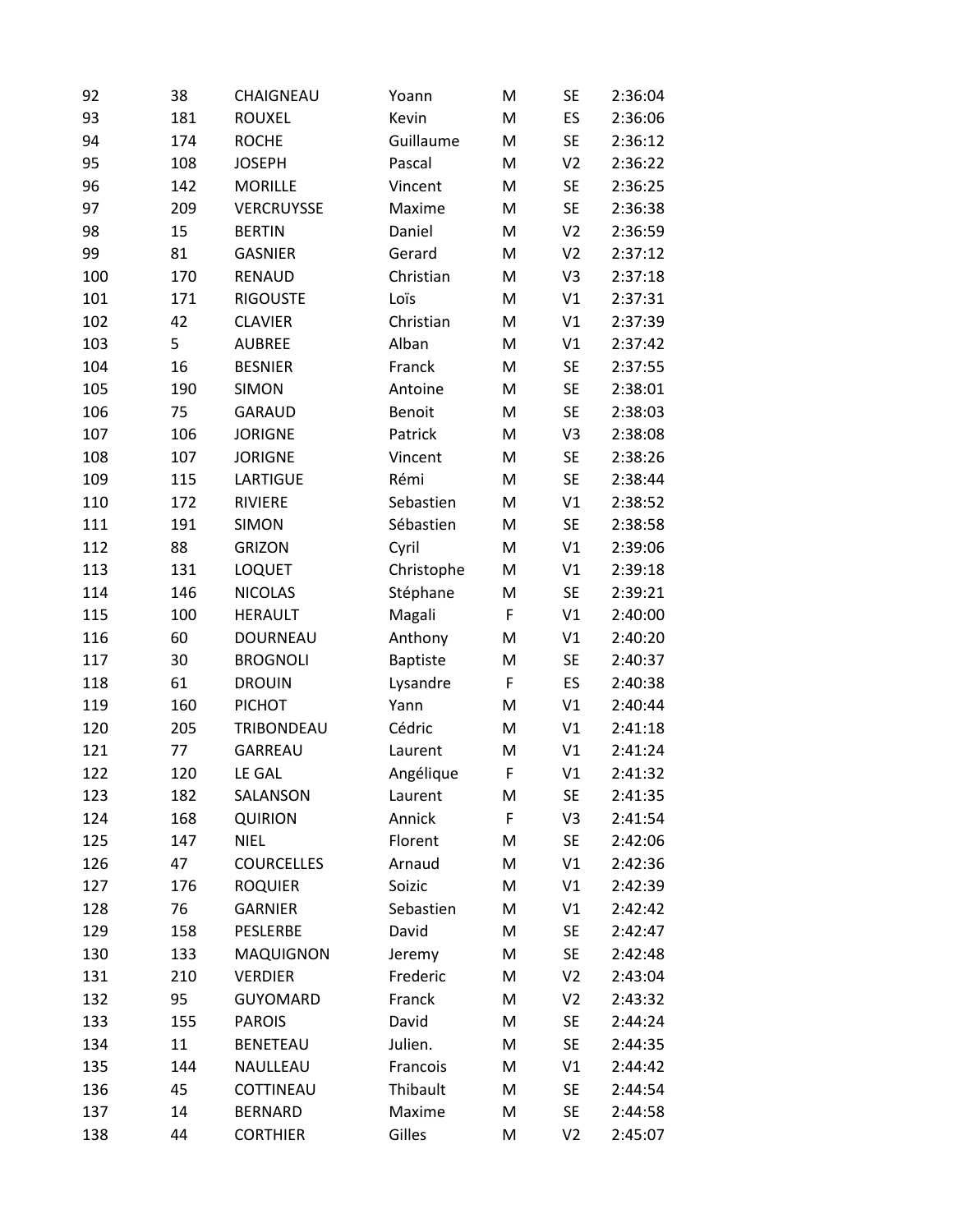| | | | | | | |
|---|---|---|---|---|---|---|
| 92 | 38 | CHAIGNEAU | Yoann | M | SE | 2:36:04 |
| 93 | 181 | ROUXEL | Kevin | M | ES | 2:36:06 |
| 94 | 174 | ROCHE | Guillaume | M | SE | 2:36:12 |
| 95 | 108 | JOSEPH | Pascal | M | V2 | 2:36:22 |
| 96 | 142 | MORILLE | Vincent | M | SE | 2:36:25 |
| 97 | 209 | VERCRUYSSE | Maxime | M | SE | 2:36:38 |
| 98 | 15 | BERTIN | Daniel | M | V2 | 2:36:59 |
| 99 | 81 | GASNIER | Gerard | M | V2 | 2:37:12 |
| 100 | 170 | RENAUD | Christian | M | V3 | 2:37:18 |
| 101 | 171 | RIGOUSTE | Loïs | M | V1 | 2:37:31 |
| 102 | 42 | CLAVIER | Christian | M | V1 | 2:37:39 |
| 103 | 5 | AUBREE | Alban | M | V1 | 2:37:42 |
| 104 | 16 | BESNIER | Franck | M | SE | 2:37:55 |
| 105 | 190 | SIMON | Antoine | M | SE | 2:38:01 |
| 106 | 75 | GARAUD | Benoit | M | SE | 2:38:03 |
| 107 | 106 | JORIGNE | Patrick | M | V3 | 2:38:08 |
| 108 | 107 | JORIGNE | Vincent | M | SE | 2:38:26 |
| 109 | 115 | LARTIGUE | Rémi | M | SE | 2:38:44 |
| 110 | 172 | RIVIERE | Sebastien | M | V1 | 2:38:52 |
| 111 | 191 | SIMON | Sébastien | M | SE | 2:38:58 |
| 112 | 88 | GRIZON | Cyril | M | V1 | 2:39:06 |
| 113 | 131 | LOQUET | Christophe | M | V1 | 2:39:18 |
| 114 | 146 | NICOLAS | Stéphane | M | SE | 2:39:21 |
| 115 | 100 | HERAULT | Magali | F | V1 | 2:40:00 |
| 116 | 60 | DOURNEAU | Anthony | M | V1 | 2:40:20 |
| 117 | 30 | BROGNOLI | Baptiste | M | SE | 2:40:37 |
| 118 | 61 | DROUIN | Lysandre | F | ES | 2:40:38 |
| 119 | 160 | PICHOT | Yann | M | V1 | 2:40:44 |
| 120 | 205 | TRIBONDEAU | Cédric | M | V1 | 2:41:18 |
| 121 | 77 | GARREAU | Laurent | M | V1 | 2:41:24 |
| 122 | 120 | LE GAL | Angélique | F | V1 | 2:41:32 |
| 123 | 182 | SALANSON | Laurent | M | SE | 2:41:35 |
| 124 | 168 | QUIRION | Annick | F | V3 | 2:41:54 |
| 125 | 147 | NIEL | Florent | M | SE | 2:42:06 |
| 126 | 47 | COURCELLES | Arnaud | M | V1 | 2:42:36 |
| 127 | 176 | ROQUIER | Soizic | M | V1 | 2:42:39 |
| 128 | 76 | GARNIER | Sebastien | M | V1 | 2:42:42 |
| 129 | 158 | PESLERBE | David | M | SE | 2:42:47 |
| 130 | 133 | MAQUIGNON | Jeremy | M | SE | 2:42:48 |
| 131 | 210 | VERDIER | Frederic | M | V2 | 2:43:04 |
| 132 | 95 | GUYOMARD | Franck | M | V2 | 2:43:32 |
| 133 | 155 | PAROIS | David | M | SE | 2:44:24 |
| 134 | 11 | BENETEAU | Julien. | M | SE | 2:44:35 |
| 135 | 144 | NAULLEAU | Francois | M | V1 | 2:44:42 |
| 136 | 45 | COTTINEAU | Thibault | M | SE | 2:44:54 |
| 137 | 14 | BERNARD | Maxime | M | SE | 2:44:58 |
| 138 | 44 | CORTHIER | Gilles | M | V2 | 2:45:07 |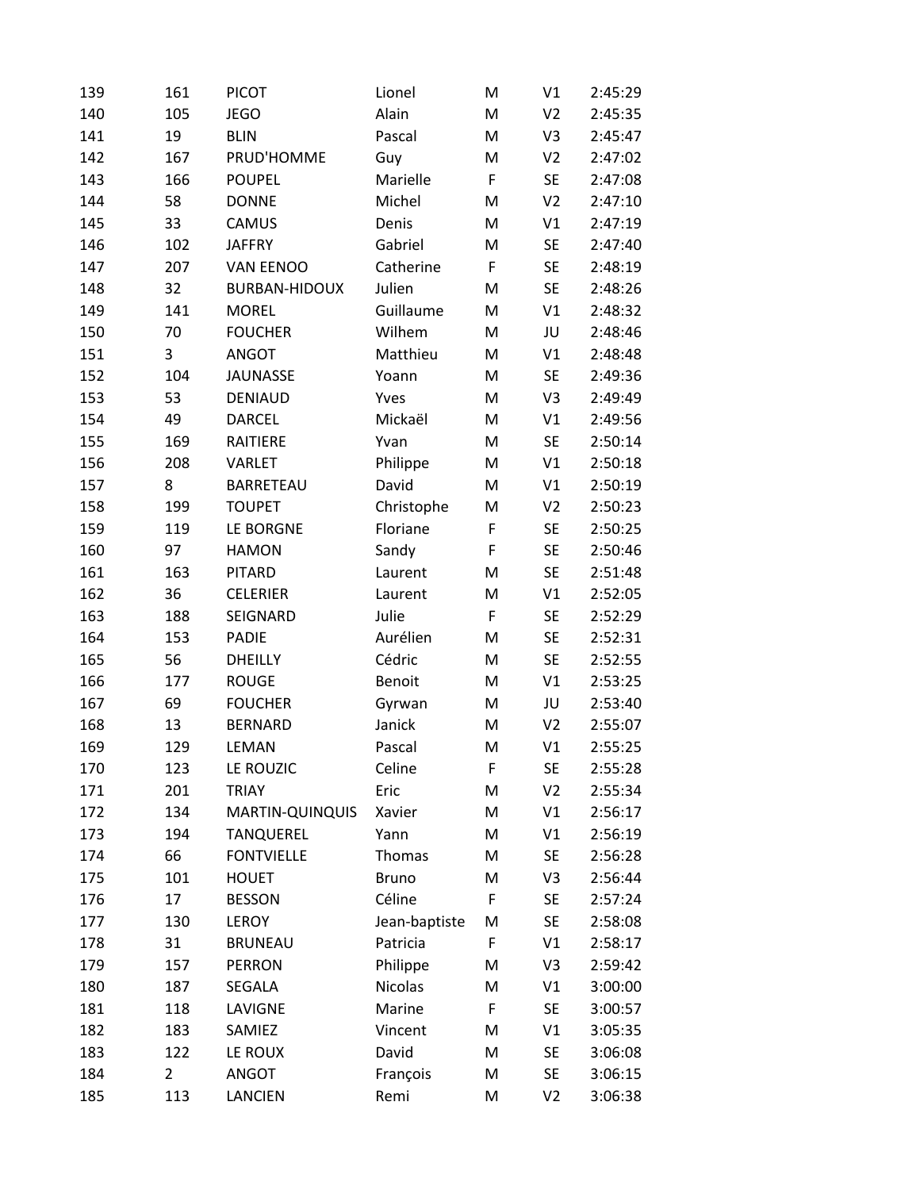| 139 | 161 | PICOT | Lionel | M | V1 | 2:45:29 |
|---|---|---|---|---|---|---|
| 140 | 105 | JEGO | Alain | M | V2 | 2:45:35 |
| 141 | 19 | BLIN | Pascal | M | V3 | 2:45:47 |
| 142 | 167 | PRUD'HOMME | Guy | M | V2 | 2:47:02 |
| 143 | 166 | POUPEL | Marielle | F | SE | 2:47:08 |
| 144 | 58 | DONNE | Michel | M | V2 | 2:47:10 |
| 145 | 33 | CAMUS | Denis | M | V1 | 2:47:19 |
| 146 | 102 | JAFFRY | Gabriel | M | SE | 2:47:40 |
| 147 | 207 | VAN EENOO | Catherine | F | SE | 2:48:19 |
| 148 | 32 | BURBAN-HIDOUX | Julien | M | SE | 2:48:26 |
| 149 | 141 | MOREL | Guillaume | M | V1 | 2:48:32 |
| 150 | 70 | FOUCHER | Wilhem | M | JU | 2:48:46 |
| 151 | 3 | ANGOT | Matthieu | M | V1 | 2:48:48 |
| 152 | 104 | JAUNASSE | Yoann | M | SE | 2:49:36 |
| 153 | 53 | DENIAUD | Yves | M | V3 | 2:49:49 |
| 154 | 49 | DARCEL | Mickaël | M | V1 | 2:49:56 |
| 155 | 169 | RAITIERE | Yvan | M | SE | 2:50:14 |
| 156 | 208 | VARLET | Philippe | M | V1 | 2:50:18 |
| 157 | 8 | BARRETEAU | David | M | V1 | 2:50:19 |
| 158 | 199 | TOUPET | Christophe | M | V2 | 2:50:23 |
| 159 | 119 | LE BORGNE | Floriane | F | SE | 2:50:25 |
| 160 | 97 | HAMON | Sandy | F | SE | 2:50:46 |
| 161 | 163 | PITARD | Laurent | M | SE | 2:51:48 |
| 162 | 36 | CELERIER | Laurent | M | V1 | 2:52:05 |
| 163 | 188 | SEIGNARD | Julie | F | SE | 2:52:29 |
| 164 | 153 | PADIE | Aurélien | M | SE | 2:52:31 |
| 165 | 56 | DHEILLY | Cédric | M | SE | 2:52:55 |
| 166 | 177 | ROUGE | Benoit | M | V1 | 2:53:25 |
| 167 | 69 | FOUCHER | Gyrwan | M | JU | 2:53:40 |
| 168 | 13 | BERNARD | Janick | M | V2 | 2:55:07 |
| 169 | 129 | LEMAN | Pascal | M | V1 | 2:55:25 |
| 170 | 123 | LE ROUZIC | Celine | F | SE | 2:55:28 |
| 171 | 201 | TRIAY | Eric | M | V2 | 2:55:34 |
| 172 | 134 | MARTIN-QUINQUIS | Xavier | M | V1 | 2:56:17 |
| 173 | 194 | TANQUEREL | Yann | M | V1 | 2:56:19 |
| 174 | 66 | FONTVIELLE | Thomas | M | SE | 2:56:28 |
| 175 | 101 | HOUET | Bruno | M | V3 | 2:56:44 |
| 176 | 17 | BESSON | Céline | F | SE | 2:57:24 |
| 177 | 130 | LEROY | Jean-baptiste | M | SE | 2:58:08 |
| 178 | 31 | BRUNEAU | Patricia | F | V1 | 2:58:17 |
| 179 | 157 | PERRON | Philippe | M | V3 | 2:59:42 |
| 180 | 187 | SEGALA | Nicolas | M | V1 | 3:00:00 |
| 181 | 118 | LAVIGNE | Marine | F | SE | 3:00:57 |
| 182 | 183 | SAMIEZ | Vincent | M | V1 | 3:05:35 |
| 183 | 122 | LE ROUX | David | M | SE | 3:06:08 |
| 184 | 2 | ANGOT | François | M | SE | 3:06:15 |
| 185 | 113 | LANCIEN | Remi | M | V2 | 3:06:38 |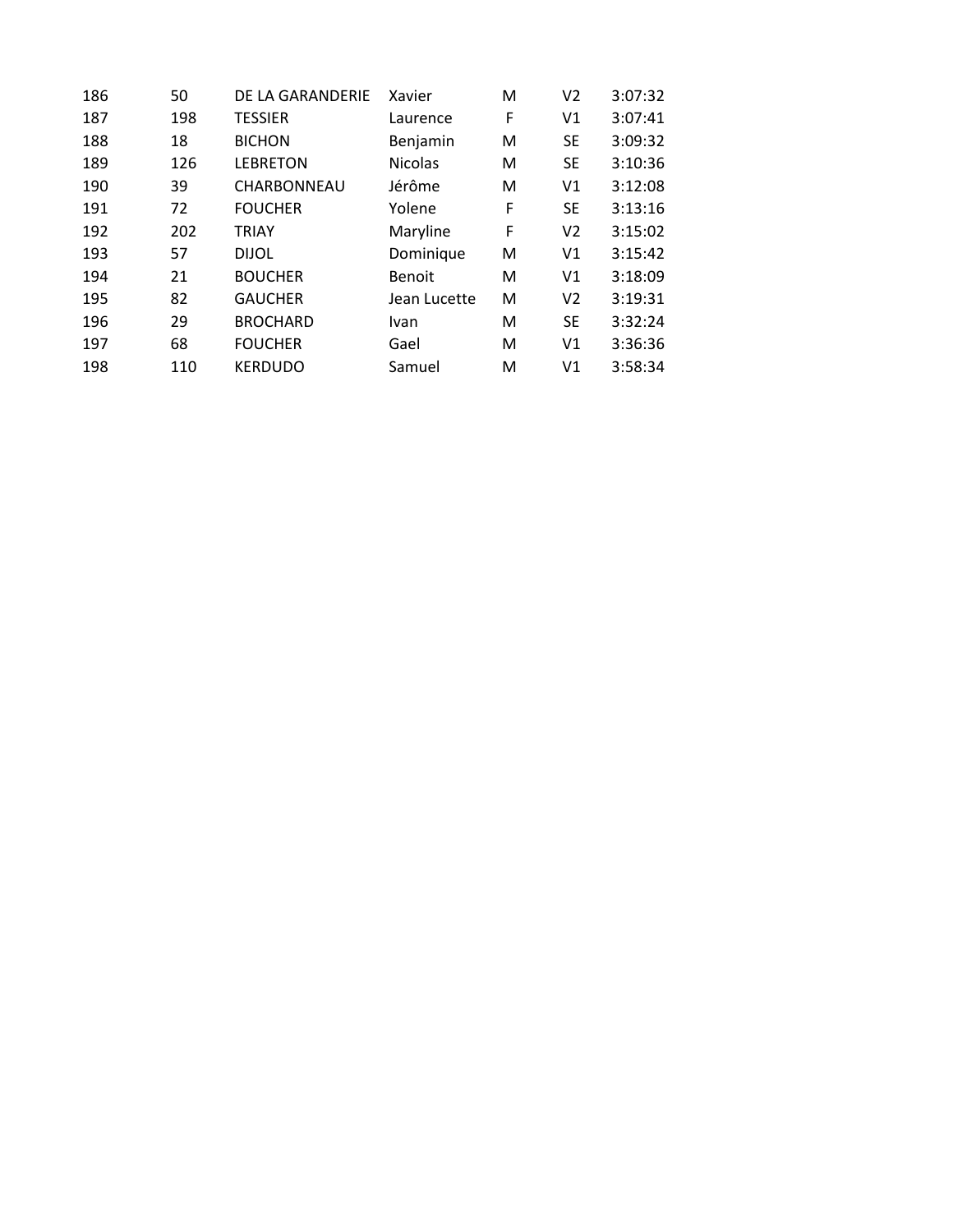| | | | | | | |
|---|---|---|---|---|---|---|
| 186 | 50 | DE LA GARANDERIE | Xavier | M | V2 | 3:07:32 |
| 187 | 198 | TESSIER | Laurence | F | V1 | 3:07:41 |
| 188 | 18 | BICHON | Benjamin | M | SE | 3:09:32 |
| 189 | 126 | LEBRETON | Nicolas | M | SE | 3:10:36 |
| 190 | 39 | CHARBONNEAU | Jérôme | M | V1 | 3:12:08 |
| 191 | 72 | FOUCHER | Yolene | F | SE | 3:13:16 |
| 192 | 202 | TRIAY | Maryline | F | V2 | 3:15:02 |
| 193 | 57 | DIJOL | Dominique | M | V1 | 3:15:42 |
| 194 | 21 | BOUCHER | Benoit | M | V1 | 3:18:09 |
| 195 | 82 | GAUCHER | Jean Lucette | M | V2 | 3:19:31 |
| 196 | 29 | BROCHARD | Ivan | M | SE | 3:32:24 |
| 197 | 68 | FOUCHER | Gael | M | V1 | 3:36:36 |
| 198 | 110 | KERDUDO | Samuel | M | V1 | 3:58:34 |